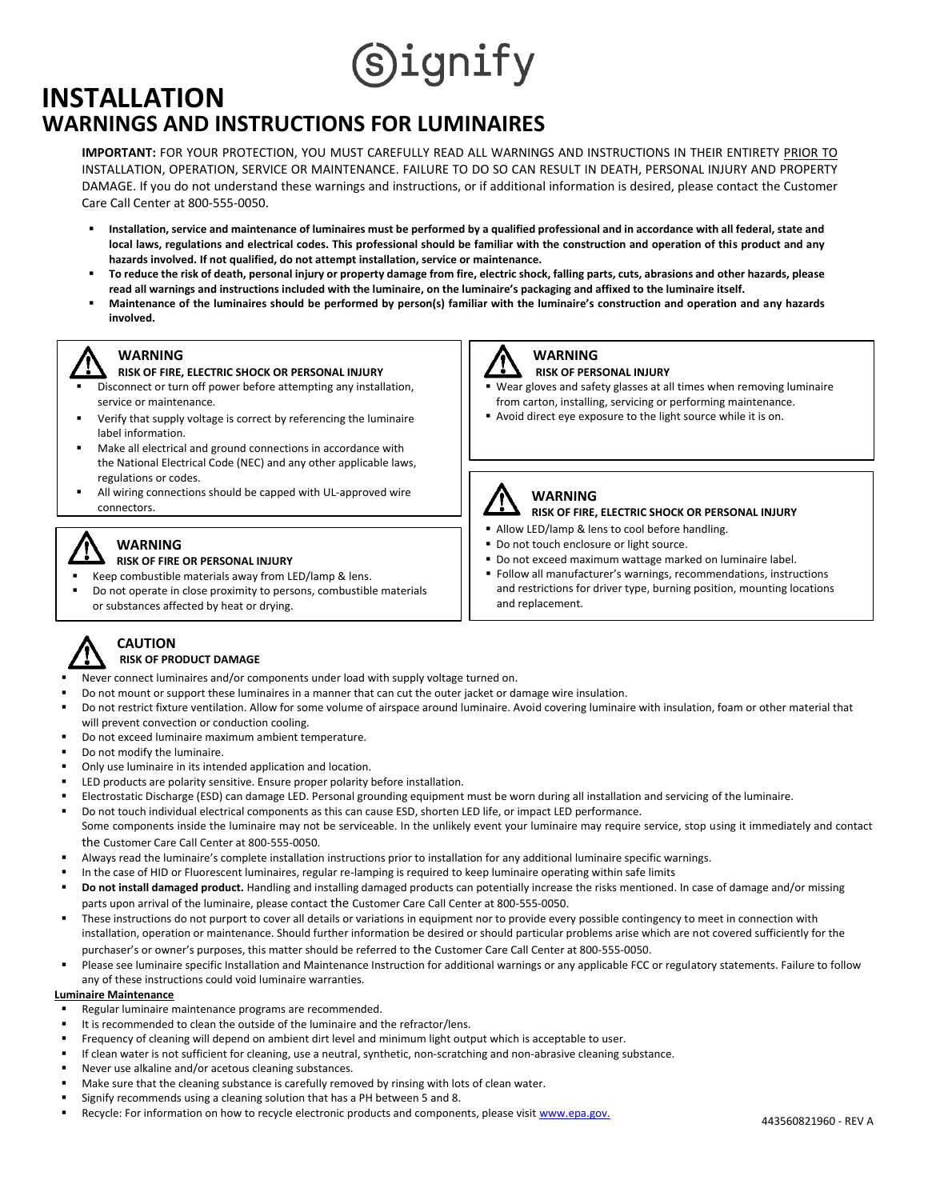Signify

# INSTALLATION
## WARNINGS AND INSTRUCTIONS FOR LUMINAIRES

**IMPORTANT:** FOR YOUR PROTECTION, YOU MUST CAREFULLY READ ALL WARNINGS AND INSTRUCTIONS IN THEIR ENTIRETY PRIOR TO INSTALLATION, OPERATION, SERVICE OR MAINTENANCE. FAILURE TO DO SO CAN RESULT IN DEATH, PERSONAL INJURY AND PROPERTY DAMAGE. If you do not understand these warnings and instructions, or if additional information is desired, please contact the Customer Care Call Center at 800-555-0050.

- **Installation, service and maintenance of luminaires must be performed by a qualified professional and in accordance with all federal, state and local laws, regulations and electrical codes. This professional should be familiar with the construction and operation of this product and any hazards involved. If not qualified, do not attempt installation, service or maintenance.**
- **To reduce the risk of death, personal injury or property damage from fire, electric shock, falling parts, cuts, abrasions and other hazards, please read all warnings and instructions included with the luminaire, on the luminaire's packaging and affixed to the luminaire itself.**
- **Maintenance of the luminaires should be performed by person(s) familiar with the luminaire's construction and operation and any hazards involved.**

### WARNING
**RISK OF FIRE, ELECTRIC SHOCK OR PERSONAL INJURY**

- Disconnect or turn off power before attempting any installation, service or maintenance.
- Verify that supply voltage is correct by referencing the luminaire label information.
- Make all electrical and ground connections in accordance with the National Electrical Code (NEC) and any other applicable laws, regulations or codes.
- All wiring connections should be capped with UL-approved wire connectors.

### WARNING
**RISK OF FIRE OR PERSONAL INJURY**

- Keep combustible materials away from LED/lamp & lens.
- Do not operate in close proximity to persons, combustible materials or substances affected by heat or drying.

### WARNING
**RISK OF PERSONAL INJURY**

- Wear gloves and safety glasses at all times when removing luminaire from carton, installing, servicing or performing maintenance.
- Avoid direct eye exposure to the light source while it is on.

### WARNING
**RISK OF FIRE, ELECTRIC SHOCK OR PERSONAL INJURY**

- Allow LED/lamp & lens to cool before handling.
- Do not touch enclosure or light source.
- Do not exceed maximum wattage marked on luminaire label.
- Follow all manufacturer's warnings, recommendations, instructions and restrictions for driver type, burning position, mounting locations and replacement.

### CAUTION
**RISK OF PRODUCT DAMAGE**

- Never connect luminaires and/or components under load with supply voltage turned on.
- Do not mount or support these luminaires in a manner that can cut the outer jacket or damage wire insulation.
- Do not restrict fixture ventilation. Allow for some volume of airspace around luminaire. Avoid covering luminaire with insulation, foam or other material that will prevent convection or conduction cooling.
- Do not exceed luminaire maximum ambient temperature.
- Do not modify the luminaire.
- Only use luminaire in its intended application and location.
- LED products are polarity sensitive. Ensure proper polarity before installation.
- Electrostatic Discharge (ESD) can damage LED. Personal grounding equipment must be worn during all installation and servicing of the luminaire.
- Do not touch individual electrical components as this can cause ESD, shorten LED life, or impact LED performance.
  Some components inside the luminaire may not be serviceable. In the unlikely event your luminaire may require service, stop using it immediately and contact the Customer Care Call Center at 800-555-0050.
- Always read the luminaire's complete installation instructions prior to installation for any additional luminaire specific warnings.
- In the case of HID or Fluorescent luminaires, regular re-lamping is required to keep luminaire operating within safe limits
- **Do not install damaged product.** Handling and installing damaged products can potentially increase the risks mentioned. In case of damage and/or missing parts upon arrival of the luminaire, please contact the Customer Care Call Center at 800-555-0050.
- These instructions do not purport to cover all details or variations in equipment nor to provide every possible contingency to meet in connection with installation, operation or maintenance. Should further information be desired or should particular problems arise which are not covered sufficiently for the purchaser's or owner's purposes, this matter should be referred to the Customer Care Call Center at 800-555-0050.
- Please see luminaire specific Installation and Maintenance Instruction for additional warnings or any applicable FCC or regulatory statements. Failure to follow any of these instructions could void luminaire warranties.

**Luminaire Maintenance**

- Regular luminaire maintenance programs are recommended.
- It is recommended to clean the outside of the luminaire and the refractor/lens.
- Frequency of cleaning will depend on ambient dirt level and minimum light output which is acceptable to user.
- If clean water is not sufficient for cleaning, use a neutral, synthetic, non-scratching and non-abrasive cleaning substance.
- Never use alkaline and/or acetous cleaning substances.
- Make sure that the cleaning substance is carefully removed by rinsing with lots of clean water.
- Signify recommends using a cleaning solution that has a PH between 5 and 8.
- Recycle: For information on how to recycle electronic products and components, please visit www.epa.gov.

443560821960 - REV A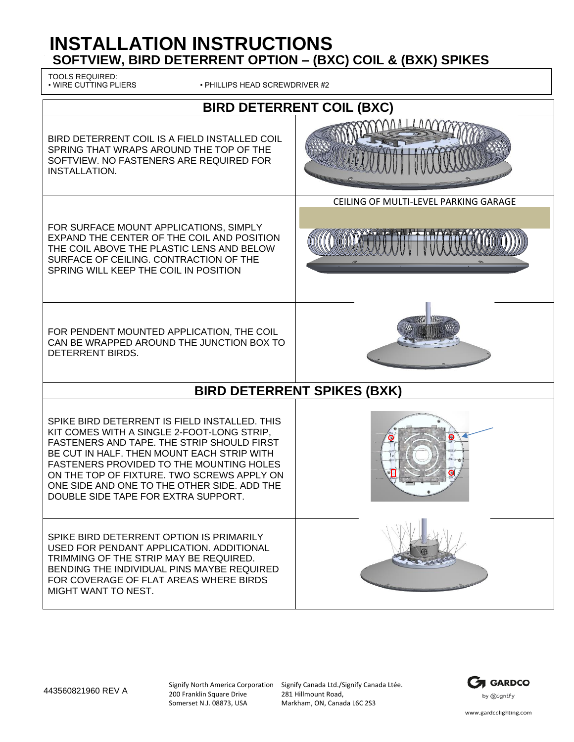# INSTALLATION INSTRUCTIONS

## SOFTVIEW, BIRD DETERRENT OPTION – (BXC) COIL & (BXK) SPIKES

TOOLS REQUIRED:
- WIRE CUTTING PLIERS
- PHILLIPS HEAD SCREWDRIVER #2

## BIRD DETERRENT COIL (BXC)

BIRD DETERRENT COIL IS A FIELD INSTALLED COIL SPRING THAT WRAPS AROUND THE TOP OF THE SOFTVIEW. NO FASTENERS ARE REQUIRED FOR INSTALLATION.

CEILING OF MULTI-LEVEL PARKING GARAGE

FOR SURFACE MOUNT APPLICATIONS, SIMPLY EXPAND THE CENTER OF THE COIL AND POSITION THE COIL ABOVE THE PLASTIC LENS AND BELOW SURFACE OF CEILING. CONTRACTION OF THE SPRING WILL KEEP THE COIL IN POSITION

FOR PENDENT MOUNTED APPLICATION, THE COIL CAN BE WRAPPED AROUND THE JUNCTION BOX TO DETERRENT BIRDS.

## BIRD DETERRENT SPIKES (BXK)

SPIKE BIRD DETERRENT IS FIELD INSTALLED. THIS KIT COMES WITH A SINGLE 2-FOOT-LONG STRIP, FASTENERS AND TAPE. THE STRIP SHOULD FIRST BE CUT IN HALF. THEN MOUNT EACH STRIP WITH FASTENERS PROVIDED TO THE MOUNTING HOLES ON THE TOP OF FIXTURE. TWO SCREWS APPLY ON ONE SIDE AND ONE TO THE OTHER SIDE. ADD THE DOUBLE SIDE TAPE FOR EXTRA SUPPORT.

SPIKE BIRD DETERRENT OPTION IS PRIMARILY USED FOR PENDANT APPLICATION. ADDITIONAL TRIMMING OF THE STRIP MAY BE REQUIRED. BENDING THE INDIVIDUAL PINS MAYBE REQUIRED FOR COVERAGE OF FLAT AREAS WHERE BIRDS MIGHT WANT TO NEST.

443560821960 REV A

Signify North America Corporation
200 Franklin Square Drive
Somerset N.J. 08873, USA

Signify Canada Ltd./Signify Canada Ltée.
281 Hillmount Road,
Markham, ON, Canada L6C 2S3

GARDCO by Signify
www.gardcolighting.com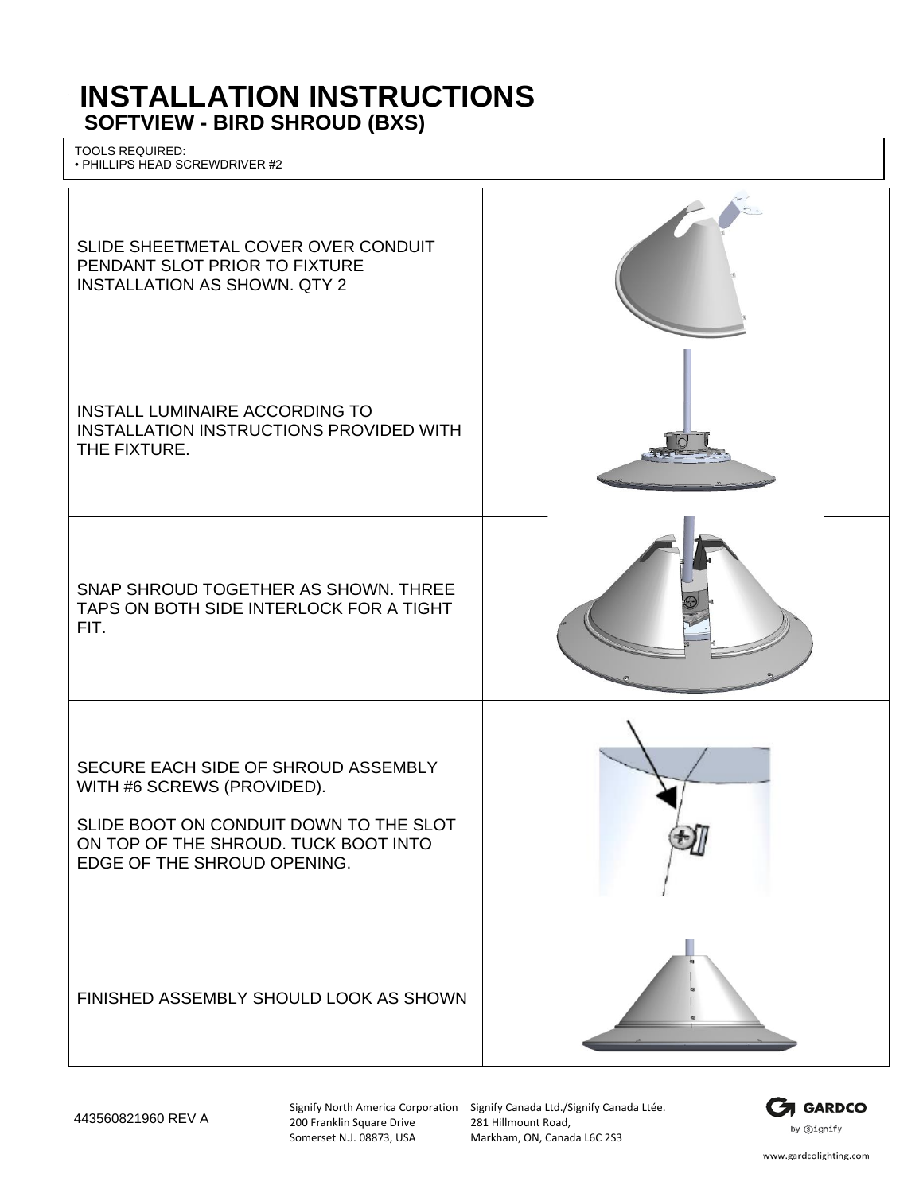# INSTALLATION INSTRUCTIONS

## SOFTVIEW - BIRD SHROUD (BXS)

TOOLS REQUIRED:
• PHILLIPS HEAD SCREWDRIVER #2

| | |
|---|---|
| SLIDE SHEETMETAL COVER OVER CONDUIT PENDANT SLOT PRIOR TO FIXTURE INSTALLATION AS SHOWN. QTY 2 | |
| INSTALL LUMINAIRE ACCORDING TO INSTALLATION INSTRUCTIONS PROVIDED WITH THE FIXTURE. | |
| SNAP SHROUD TOGETHER AS SHOWN. THREE TAPS ON BOTH SIDE INTERLOCK FOR A TIGHT FIT. | |
| SECURE EACH SIDE OF SHROUD ASSEMBLY WITH #6 SCREWS (PROVIDED).<br><br>SLIDE BOOT ON CONDUIT DOWN TO THE SLOT ON TOP OF THE SHROUD. TUCK BOOT INTO EDGE OF THE SHROUD OPENING. | |
| FINISHED ASSEMBLY SHOULD LOOK AS SHOWN | |

443560821960 REV A

Signify North America Corporation
200 Franklin Square Drive
Somerset N.J. 08873, USA

Signify Canada Ltd./Signify Canada Ltée.
281 Hillmount Road,
Markham, ON, Canada L6C 2S3

GARDCO by Signify

www.gardcolighting.com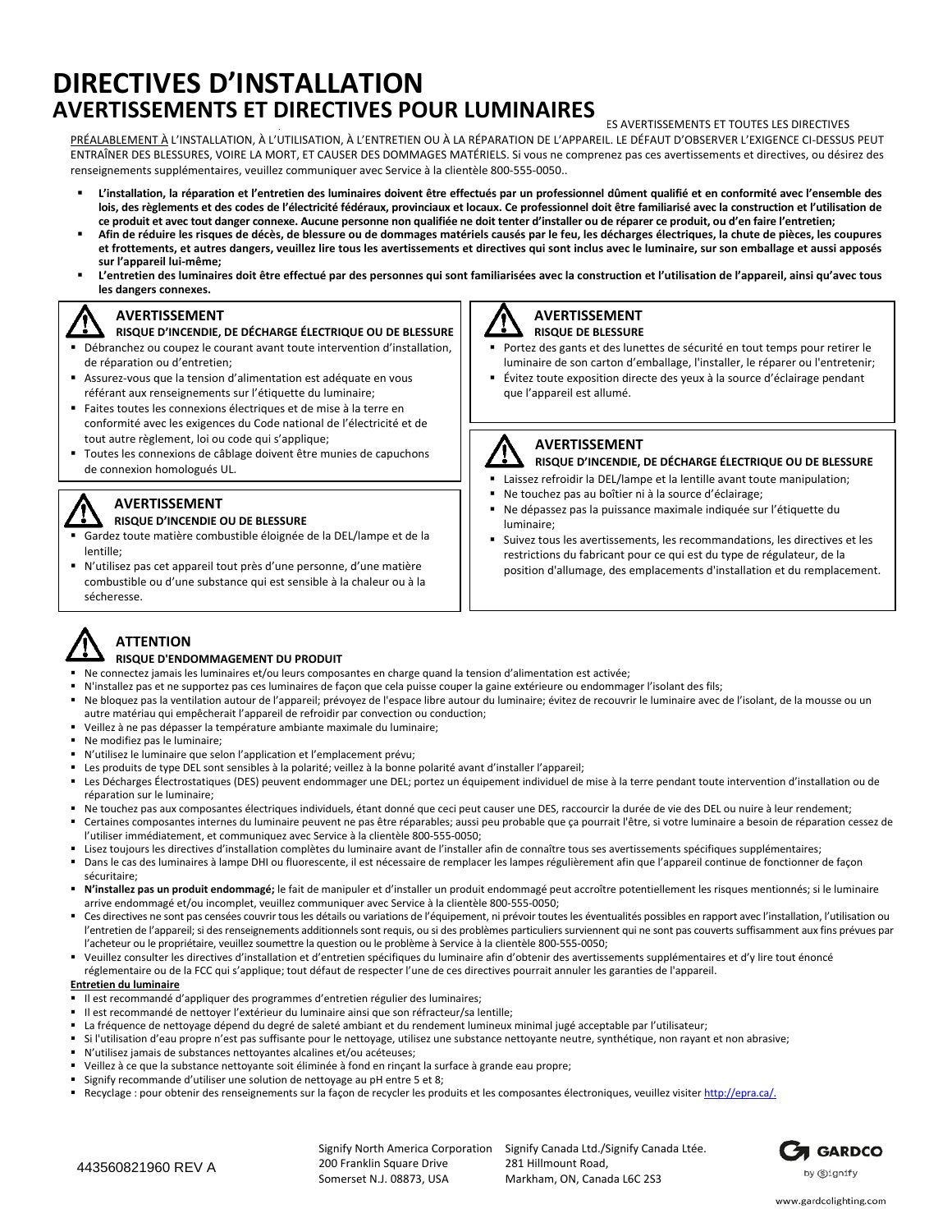# DIRECTIVES D'INSTALLATION

## AVERTISSEMENTS ET DIRECTIVES POUR LUMINAIRES

ES AVERTISSEMENTS ET TOUTES LES DIRECTIVES PRÉALABLEMENT À L'INSTALLATION, À L'UTILISATION, À L'ENTRETIEN OU À LA RÉPARATION DE L'APPAREIL. LE DÉFAUT D'OBSERVER L'EXIGENCE CI-DESSUS PEUT ENTRAÎNER DES BLESSURES, VOIRE LA MORT, ET CAUSER DES DOMMAGES MATÉRIELS. Si vous ne comprenez pas ces avertissements et directives, ou désirez des renseignements supplémentaires, veuillez communiquer avec Service à la clientèle 800-555-0050..

- **L'installation, la réparation et l'entretien des luminaires doivent être effectués par un professionnel dûment qualifié et en conformité avec l'ensemble des lois, des règlements et des codes de l'électricité fédéraux, provinciaux et locaux. Ce professionnel doit être familiarisé avec la construction et l'utilisation de ce produit et avec tout danger connexe. Aucune personne non qualifiée ne doit tenter d'installer ou de réparer ce produit, ou d'en faire l'entretien;**
- **Afin de réduire les risques de décès, de blessure ou de dommages matériels causés par le feu, les décharges électriques, la chute de pièces, les coupures et frottements, et autres dangers, veuillez lire tous les avertissements et directives qui sont inclus avec le luminaire, sur son emballage et aussi apposés sur l'appareil lui-même;**
- **L'entretien des luminaires doit être effectué par des personnes qui sont familiarisées avec la construction et l'utilisation de l'appareil, ainsi qu'avec tous les dangers connexes.**

### AVERTISSEMENT

**RISQUE D'INCENDIE, DE DÉCHARGE ÉLECTRIQUE OU DE BLESSURE**

- Débranchez ou coupez le courant avant toute intervention d'installation, de réparation ou d'entretien;
- Assurez-vous que la tension d'alimentation est adéquate en vous référant aux renseignements sur l'étiquette du luminaire;
- Faites toutes les connexions électriques et de mise à la terre en conformité avec les exigences du Code national de l'électricité et de tout autre règlement, loi ou code qui s'applique;
- Toutes les connexions de câblage doivent être munies de capuchons de connexion homologués UL.

### AVERTISSEMENT

**RISQUE D'INCENDIE OU DE BLESSURE**

- Gardez toute matière combustible éloignée de la DEL/lampe et de la lentille;
- N'utilisez pas cet appareil tout près d'une personne, d'une matière combustible ou d'une substance qui est sensible à la chaleur ou à la sécheresse.

### AVERTISSEMENT

**RISQUE DE BLESSURE**

- Portez des gants et des lunettes de sécurité en tout temps pour retirer le luminaire de son carton d'emballage, l'installer, le réparer ou l'entretenir;
- Évitez toute exposition directe des yeux à la source d'éclairage pendant que l'appareil est allumé.

### AVERTISSEMENT

**RISQUE D'INCENDIE, DE DÉCHARGE ÉLECTRIQUE OU DE BLESSURE**

- Laissez refroidir la DEL/lampe et la lentille avant toute manipulation;
- Ne touchez pas au boîtier ni à la source d'éclairage;
- Ne dépassez pas la puissance maximale indiquée sur l'étiquette du luminaire;
- Suivez tous les avertissements, les recommandations, les directives et les restrictions du fabricant pour ce qui est du type de régulateur, de la position d'allumage, des emplacements d'installation et du remplacement.

### ATTENTION

**RISQUE D'ENDOMMAGEMENT DU PRODUIT**

- Ne connectez jamais les luminaires et/ou leurs composantes en charge quand la tension d'alimentation est activée;
- N'installez pas et ne supportez pas ces luminaires de façon que cela puisse couper la gaine extérieure ou endommager l'isolant des fils;
- Ne bloquez pas la ventilation autour de l'appareil; prévoyez de l'espace libre autour du luminaire; évitez de recouvrir le luminaire avec de l'isolant, de la mousse ou un autre matériau qui empêcherait l'appareil de refroidir par convection ou conduction;
- Veillez à ne pas dépasser la température ambiante maximale du luminaire;
- Ne modifiez pas le luminaire;
- N'utilisez le luminaire que selon l'application et l'emplacement prévu;
- Les produits de type DEL sont sensibles à la polarité; veillez à la bonne polarité avant d'installer l'appareil;
- Les Décharges Électrostatiques (DES) peuvent endommager une DEL; portez un équipement individuel de mise à la terre pendant toute intervention d'installation ou de réparation sur le luminaire;
- Ne touchez pas aux composantes électriques individuels, étant donné que ceci peut causer une DES, raccourcir la durée de vie des DEL ou nuire à leur rendement;
- Certaines composantes internes du luminaire peuvent ne pas être réparables; aussi peu probable que ça pourrait l'être, si votre luminaire a besoin de réparation cessez de l'utiliser immédiatement, et communiquez avec Service à la clientèle 800-555-0050;
- Lisez toujours les directives d'installation complètes du luminaire avant de l'installer afin de connaître tous ses avertissements spécifiques supplémentaires;
- Dans le cas des luminaires à lampe DHI ou fluorescente, il est nécessaire de remplacer les lampes régulièrement afin que l'appareil continue de fonctionner de façon sécuritaire;
- **N'installez pas un produit endommagé;** le fait de manipuler et d'installer un produit endommagé peut accroître potentiellement les risques mentionnés; si le luminaire arrive endommagé et/ou incomplet, veuillez communiquer avec Service à la clientèle 800-555-0050;
- Ces directives ne sont pas censées couvrir tous les détails ou variations de l'équipement, ni prévoir toutes les éventualités possibles en rapport avec l'installation, l'utilisation ou l'entretien de l'appareil; si des renseignements additionnels sont requis, ou si des problèmes particuliers surviennent qui ne sont pas couverts suffisamment aux fins prévues par l'acheteur ou le propriétaire, veuillez soumettre la question ou le problème à Service à la clientèle 800-555-0050;
- Veuillez consulter les directives d'installation et d'entretien spécifiques du luminaire afin d'obtenir des avertissements supplémentaires et d'y lire tout énoncé réglementaire ou de la FCC qui s'applique; tout défaut de respecter l'une de ces directives pourrait annuler les garanties de l'appareil.

**Entretien du luminaire**

- Il est recommandé d'appliquer des programmes d'entretien régulier des luminaires;
- Il est recommandé de nettoyer l'extérieur du luminaire ainsi que son réfracteur/sa lentille;
- La fréquence de nettoyage dépend du degré de saleté ambiant et du rendement lumineux minimal jugé acceptable par l'utilisateur;
- Si l'utilisation d'eau propre n'est pas suffisante pour le nettoyage, utilisez une substance nettoyante neutre, synthétique, non rayant et non abrasive;
- N'utilisez jamais de substances nettoyantes alcalines et/ou acéteuses;
- Veillez à ce que la substance nettoyante soit éliminée à fond en rinçant la surface à grande eau propre;
- Signify recommande d'utiliser une solution de nettoyage au pH entre 5 et 8;
- Recyclage : pour obtenir des renseignements sur la façon de recycler les produits et les composantes électroniques, veuillez visiter http://epra.ca/.

443560821960 REV A

Signify North America Corporation
200 Franklin Square Drive
Somerset N.J. 08873, USA

Signify Canada Ltd./Signify Canada Ltée.
281 Hillmount Road,
Markham, ON, Canada L6C 2S3

GARDCO by Signify

www.gardcolighting.com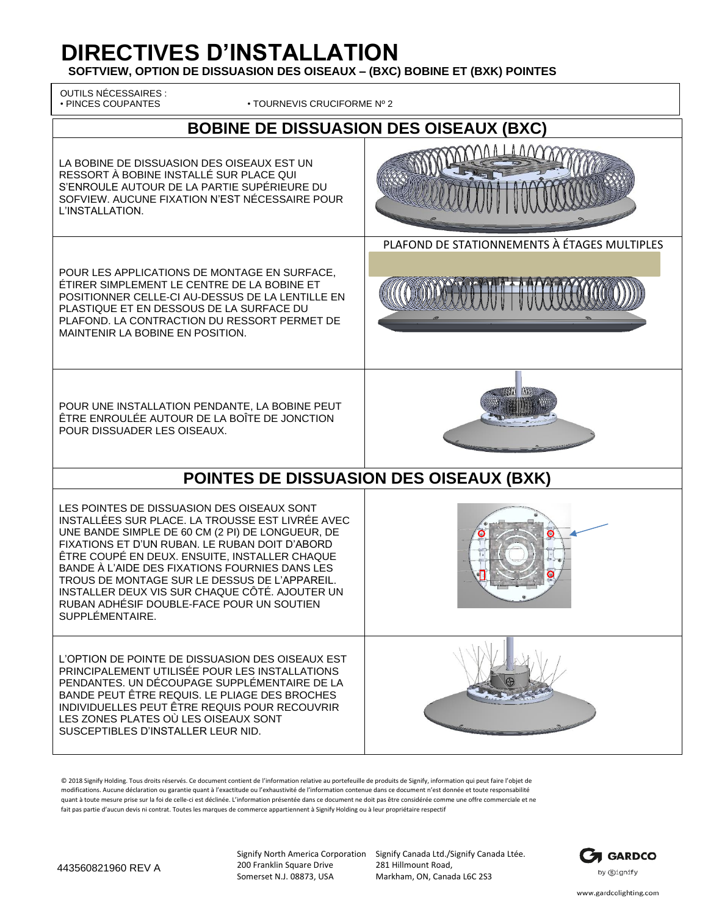# DIRECTIVES D'INSTALLATION

**SOFTVIEW, OPTION DE DISSUASION DES OISEAUX – (BXC) BOBINE ET (BXK) POINTES**

OUTILS NÉCESSAIRES :
- PINCES COUPANTES
- TOURNEVIS CRUCIFORME Nº 2

## BOBINE DE DISSUASION DES OISEAUX (BXC)

LA BOBINE DE DISSUASION DES OISEAUX EST UN RESSORT À BOBINE INSTALLÉ SUR PLACE QUI S'ENROULE AUTOUR DE LA PARTIE SUPÉRIEURE DU SOFVIEW. AUCUNE FIXATION N'EST NÉCESSAIRE POUR L'INSTALLATION.

PLAFOND DE STATIONNEMENTS À ÉTAGES MULTIPLES

POUR LES APPLICATIONS DE MONTAGE EN SURFACE, ÉTIRER SIMPLEMENT LE CENTRE DE LA BOBINE ET POSITIONNER CELLE-CI AU-DESSUS DE LA LENTILLE EN PLASTIQUE ET EN DESSOUS DE LA SURFACE DU PLAFOND. LA CONTRACTION DU RESSORT PERMET DE MAINTENIR LA BOBINE EN POSITION.

POUR UNE INSTALLATION PENDANTE, LA BOBINE PEUT ÊTRE ENROULÉE AUTOUR DE LA BOÎTE DE JONCTION POUR DISSUADER LES OISEAUX.

## POINTES DE DISSUASION DES OISEAUX (BXK)

LES POINTES DE DISSUASION DES OISEAUX SONT INSTALLÉES SUR PLACE. LA TROUSSE EST LIVRÉE AVEC UNE BANDE SIMPLE DE 60 CM (2 PI) DE LONGUEUR, DE FIXATIONS ET D'UN RUBAN. LE RUBAN DOIT D'ABORD ÊTRE COUPÉ EN DEUX. ENSUITE, INSTALLER CHAQUE BANDE À L'AIDE DES FIXATIONS FOURNIES DANS LES TROUS DE MONTAGE SUR LE DESSUS DE L'APPAREIL. INSTALLER DEUX VIS SUR CHAQUE CÔTÉ. AJOUTER UN RUBAN ADHÉSIF DOUBLE-FACE POUR UN SOUTIEN SUPPLÉMENTAIRE.

L'OPTION DE POINTE DE DISSUASION DES OISEAUX EST PRINCIPALEMENT UTILISÉE POUR LES INSTALLATIONS PENDANTES. UN DÉCOUPAGE SUPPLÉMENTAIRE DE LA BANDE PEUT ÊTRE REQUIS. LE PLIAGE DES BROCHES INDIVIDUELLES PEUT ÊTRE REQUIS POUR RECOUVRIR LES ZONES PLATES OÙ LES OISEAUX SONT SUSCEPTIBLES D'INSTALLER LEUR NID.

© 2018 Signify Holding. Tous droits réservés. Ce document contient de l'information relative au portefeuille de produits de Signify, information qui peut faire l'objet de modifications. Aucune déclaration ou garantie quant à l'exactitude ou l'exhaustivité de l'information contenue dans ce document n'est donnée et toute responsabilité quant à toute mesure prise sur la foi de celle-ci est déclinée. L'information présentée dans ce document ne doit pas être considérée comme une offre commerciale et ne fait pas partie d'aucun devis ni contrat. Toutes les marques de commerce appartiennent à Signify Holding ou à leur propriétaire respectif

443560821960 REV A

Signify North America Corporation
200 Franklin Square Drive
Somerset N.J. 08873, USA

Signify Canada Ltd./Signify Canada Ltée.
281 Hillmount Road,
Markham, ON, Canada L6C 2S3

GARDCO by Signify

www.gardcolighting.com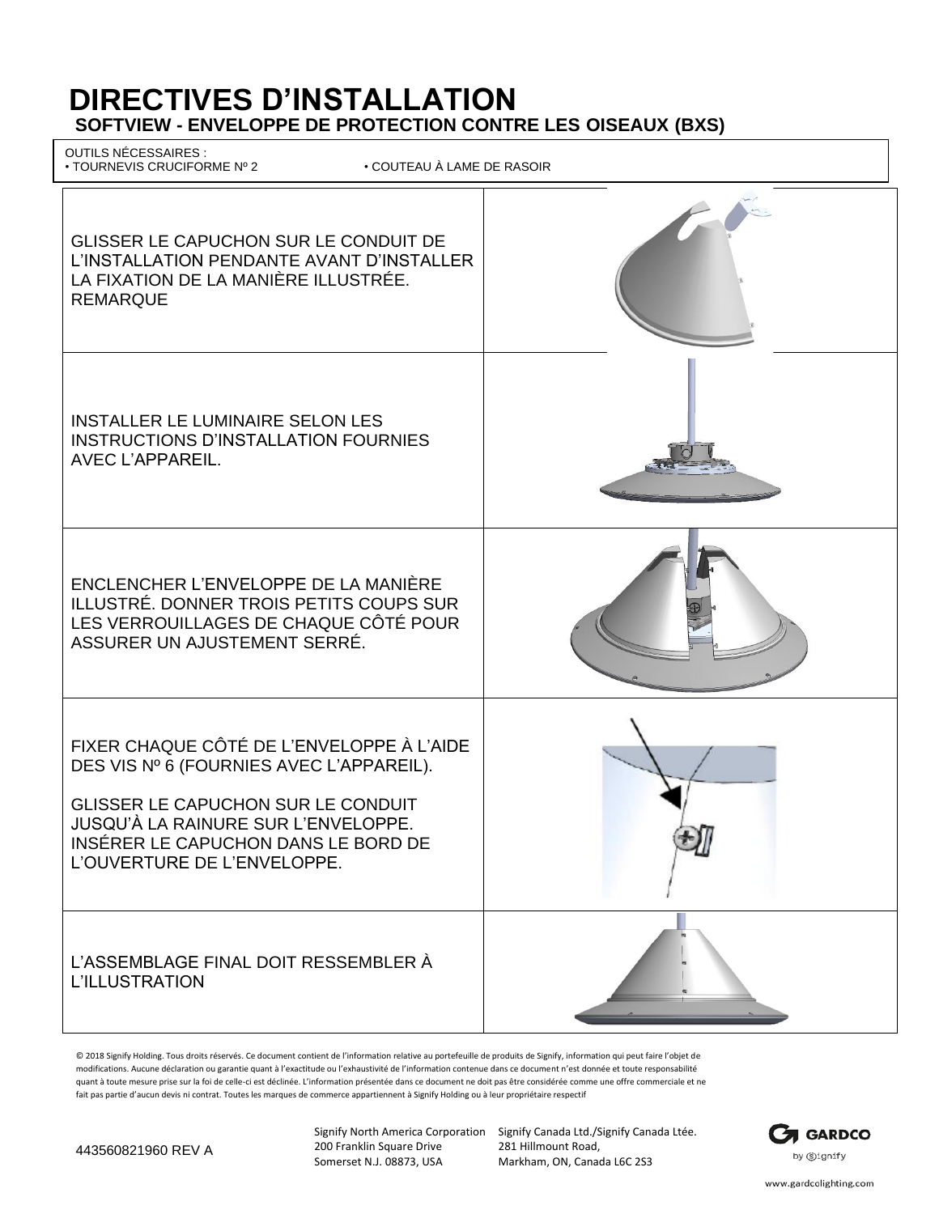# DIRECTIVES D'INSTALLATION

## SOFTVIEW - ENVELOPPE DE PROTECTION CONTRE LES OISEAUX (BXS)

OUTILS NÉCESSAIRES :
• TOURNEVIS CRUCIFORME Nº 2 • COUTEAU À LAME DE RASOIR

| | |
|---|---|
| GLISSER LE CAPUCHON SUR LE CONDUIT DE L'INSTALLATION PENDANTE AVANT D'INSTALLER LA FIXATION DE LA MANIÈRE ILLUSTRÉE. REMARQUE | |
| INSTALLER LE LUMINAIRE SELON LES INSTRUCTIONS D'INSTALLATION FOURNIES AVEC L'APPAREIL. | |
| ENCLENCHER L'ENVELOPPE DE LA MANIÈRE ILLUSTRÉ. DONNER TROIS PETITS COUPS SUR LES VERROUILLAGES DE CHAQUE CÔTÉ POUR ASSURER UN AJUSTEMENT SERRÉ. | |
| FIXER CHAQUE CÔTÉ DE L'ENVELOPPE À L'AIDE DES VIS Nº 6 (FOURNIES AVEC L'APPAREIL).<br><br>GLISSER LE CAPUCHON SUR LE CONDUIT JUSQU'À LA RAINURE SUR L'ENVELOPPE. INSÉRER LE CAPUCHON DANS LE BORD DE L'OUVERTURE DE L'ENVELOPPE. | |
| L'ASSEMBLAGE FINAL DOIT RESSEMBLER À L'ILLUSTRATION | |

© 2018 Signify Holding. Tous droits réservés. Ce document contient de l'information relative au portefeuille de produits de Signify, information qui peut faire l'objet de modifications. Aucune déclaration ou garantie quant à l'exactitude ou l'exhaustivité de l'information contenue dans ce document n'est donnée et toute responsabilité quant à toute mesure prise sur la foi de celle-ci est déclinée. L'information présentée dans ce document ne doit pas être considérée comme une offre commerciale et ne fait pas partie d'aucun devis ni contrat. Toutes les marques de commerce appartiennent à Signify Holding ou à leur propriétaire respectif

443560821960 REV A

Signify North America Corporation
200 Franklin Square Drive
Somerset N.J. 08873, USA

Signify Canada Ltd./Signify Canada Ltée.
281 Hillmount Road,
Markham, ON, Canada L6C 2S3

GARDCO by Signify

www.gardcolighting.com